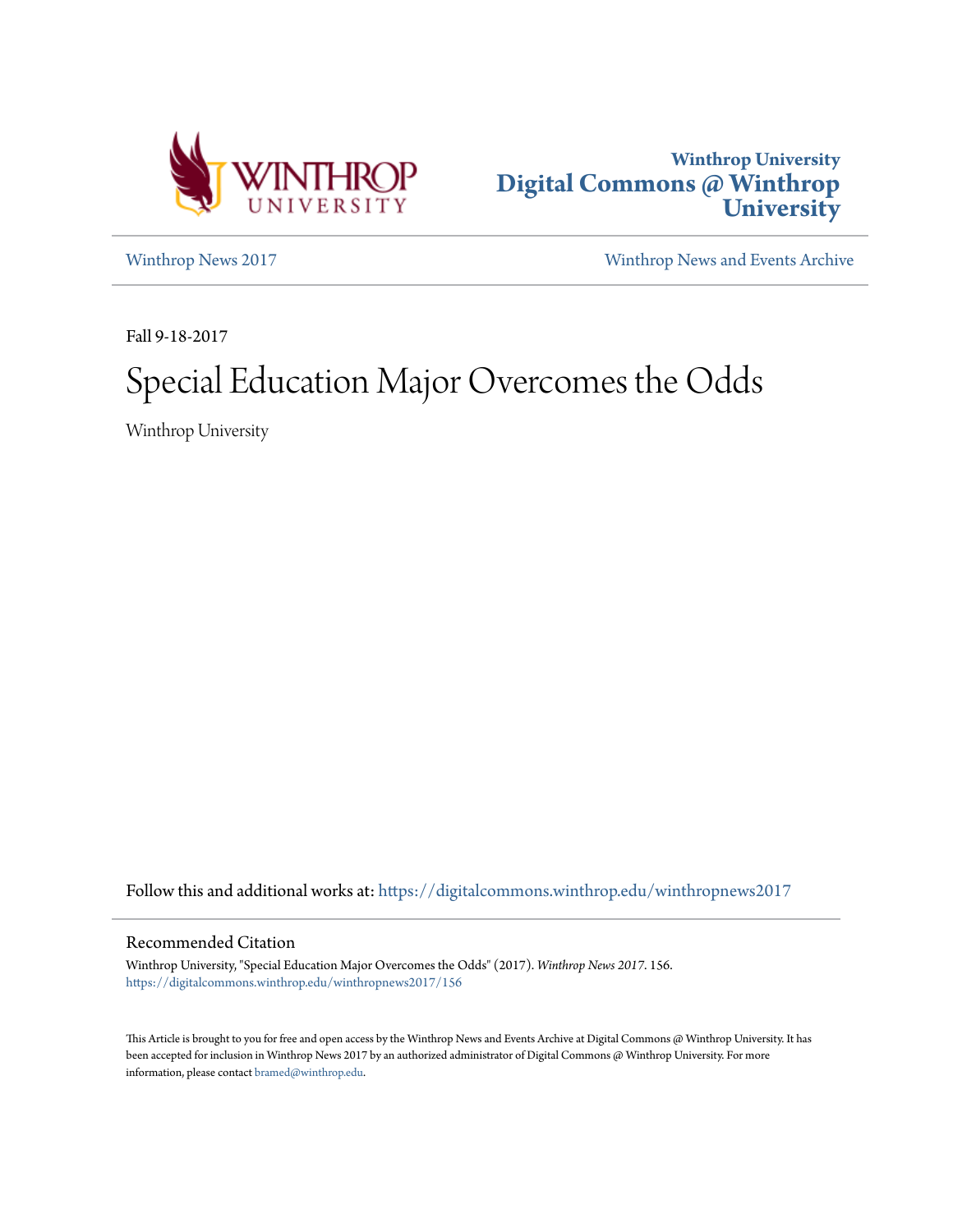Winthrop University
Digital Commons @ Winthrop University

Winthrop News 2017 | Winthrop News and Events Archive

Fall 9-18-2017

# Special Education Major Overcomes the Odds

Winthrop University

Follow this and additional works at: https://digitalcommons.winthrop.edu/winthropnews2017

## Recommended Citation

Winthrop University, "Special Education Major Overcomes the Odds" (2017). *Winthrop News 2017*. 156.
https://digitalcommons.winthrop.edu/winthropnews2017/156

This Article is brought to you for free and open access by the Winthrop News and Events Archive at Digital Commons @ Winthrop University. It has been accepted for inclusion in Winthrop News 2017 by an authorized administrator of Digital Commons @ Winthrop University. For more information, please contact bramed@winthrop.edu.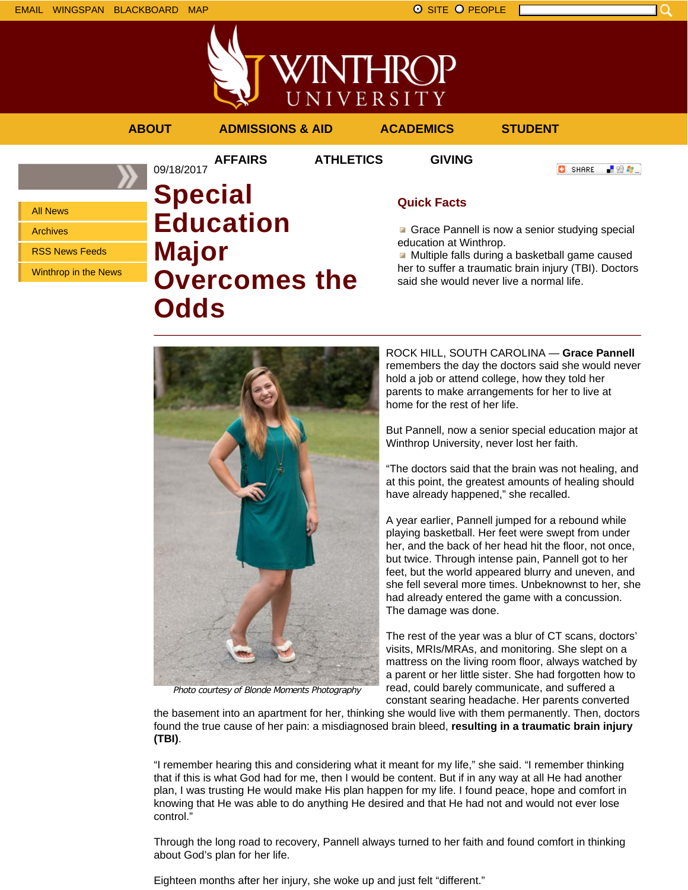EMAIL WINGSPAN BLACKBOARD MAP

SITE PEOPLE

ABOUT ADMISSIONS & AID ACADEMICS STUDENT AFFAIRS ATHLETICS GIVING

- All News
- Archives
- RSS News Feeds
- Winthrop in the News

09/18/2017

# Special Education Major Overcomes the Odds

## Quick Facts

- Grace Pannell is now a senior studying special education at Winthrop.
- Multiple falls during a basketball game caused her to suffer a traumatic brain injury (TBI). Doctors said she would never live a normal life.

*Photo courtesy of Blonde Moments Photography*

ROCK HILL, SOUTH CAROLINA — **Grace Pannell** remembers the day the doctors said she would never hold a job or attend college, how they told her parents to make arrangements for her to live at home for the rest of her life.

But Pannell, now a senior special education major at Winthrop University, never lost her faith.

“The doctors said that the brain was not healing, and at this point, the greatest amounts of healing should have already happened,” she recalled.

A year earlier, Pannell jumped for a rebound while playing basketball. Her feet were swept from under her, and the back of her head hit the floor, not once, but twice. Through intense pain, Pannell got to her feet, but the world appeared blurry and uneven, and she fell several more times. Unbeknownst to her, she had already entered the game with a concussion. The damage was done.

The rest of the year was a blur of CT scans, doctors’ visits, MRIs/MRAs, and monitoring. She slept on a mattress on the living room floor, always watched by a parent or her little sister. She had forgotten how to read, could barely communicate, and suffered a constant searing headache. Her parents converted the basement into an apartment for her, thinking she would live with them permanently. Then, doctors found the true cause of her pain: a misdiagnosed brain bleed, **resulting in a traumatic brain injury (TBI)**.

“I remember hearing this and considering what it meant for my life,” she said. “I remember thinking that if this is what God had for me, then I would be content. But if in any way at all He had another plan, I was trusting He would make His plan happen for my life. I found peace, hope and comfort in knowing that He was able to do anything He desired and that He had not and would not ever lose control.”

Through the long road to recovery, Pannell always turned to her faith and found comfort in thinking about God’s plan for her life.

Eighteen months after her injury, she woke up and just felt “different.”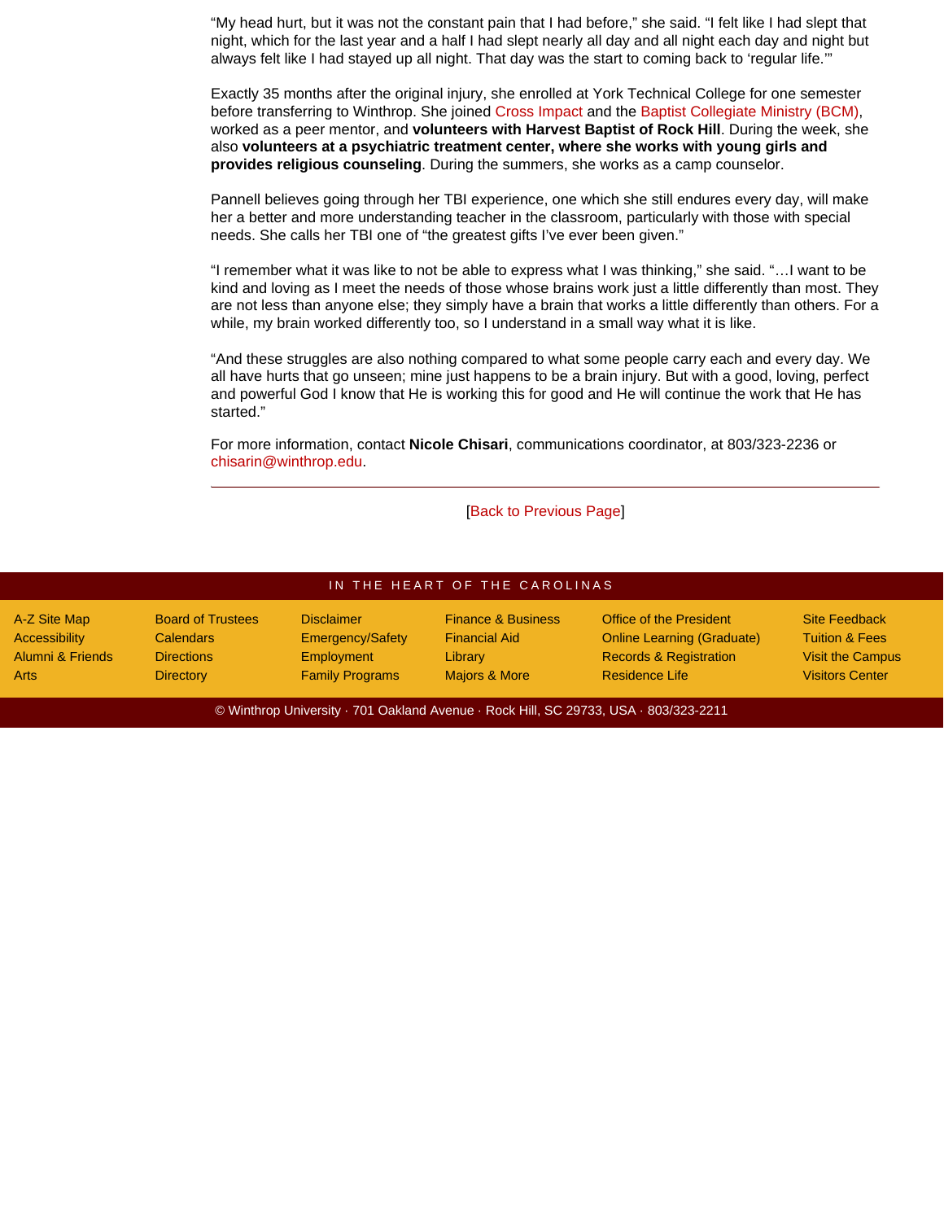"My head hurt, but it was not the constant pain that I had before," she said. "I felt like I had slept that night, which for the last year and a half I had slept nearly all day and all night each day and night but always felt like I had stayed up all night. That day was the start to coming back to 'regular life.'"

Exactly 35 months after the original injury, she enrolled at York Technical College for one semester before transferring to Winthrop. She joined Cross Impact and the Baptist Collegiate Ministry (BCM), worked as a peer mentor, and **volunteers with Harvest Baptist of Rock Hill**. During the week, she also **volunteers at a psychiatric treatment center, where she works with young girls and provides religious counseling**. During the summers, she works as a camp counselor.

Pannell believes going through her TBI experience, one which she still endures every day, will make her a better and more understanding teacher in the classroom, particularly with those with special needs. She calls her TBI one of "the greatest gifts I've ever been given."

"I remember what it was like to not be able to express what I was thinking," she said. "…I want to be kind and loving as I meet the needs of those whose brains work just a little differently than most. They are not less than anyone else; they simply have a brain that works a little differently than others. For a while, my brain worked differently too, so I understand in a small way what it is like.

"And these struggles are also nothing compared to what some people carry each and every day. We all have hurts that go unseen; mine just happens to be a brain injury. But with a good, loving, perfect and powerful God I know that He is working this for good and He will continue the work that He has started."

For more information, contact **Nicole Chisari**, communications coordinator, at 803/323-2236 or chisarin@winthrop.edu.

---

[Back to Previous Page]

IN THE HEART OF THE CAROLINAS

A-Z Site Map
Accessibility
Alumni & Friends
Arts
Board of Trustees
Calendars
Directions
Directory
Disclaimer
Emergency/Safety
Employment
Family Programs
Finance & Business
Financial Aid
Library
Majors & More
Office of the President
Online Learning (Graduate)
Records & Registration
Residence Life
Site Feedback
Tuition & Fees
Visit the Campus
Visitors Center

© Winthrop University · 701 Oakland Avenue · Rock Hill, SC 29733, USA · 803/323-2211